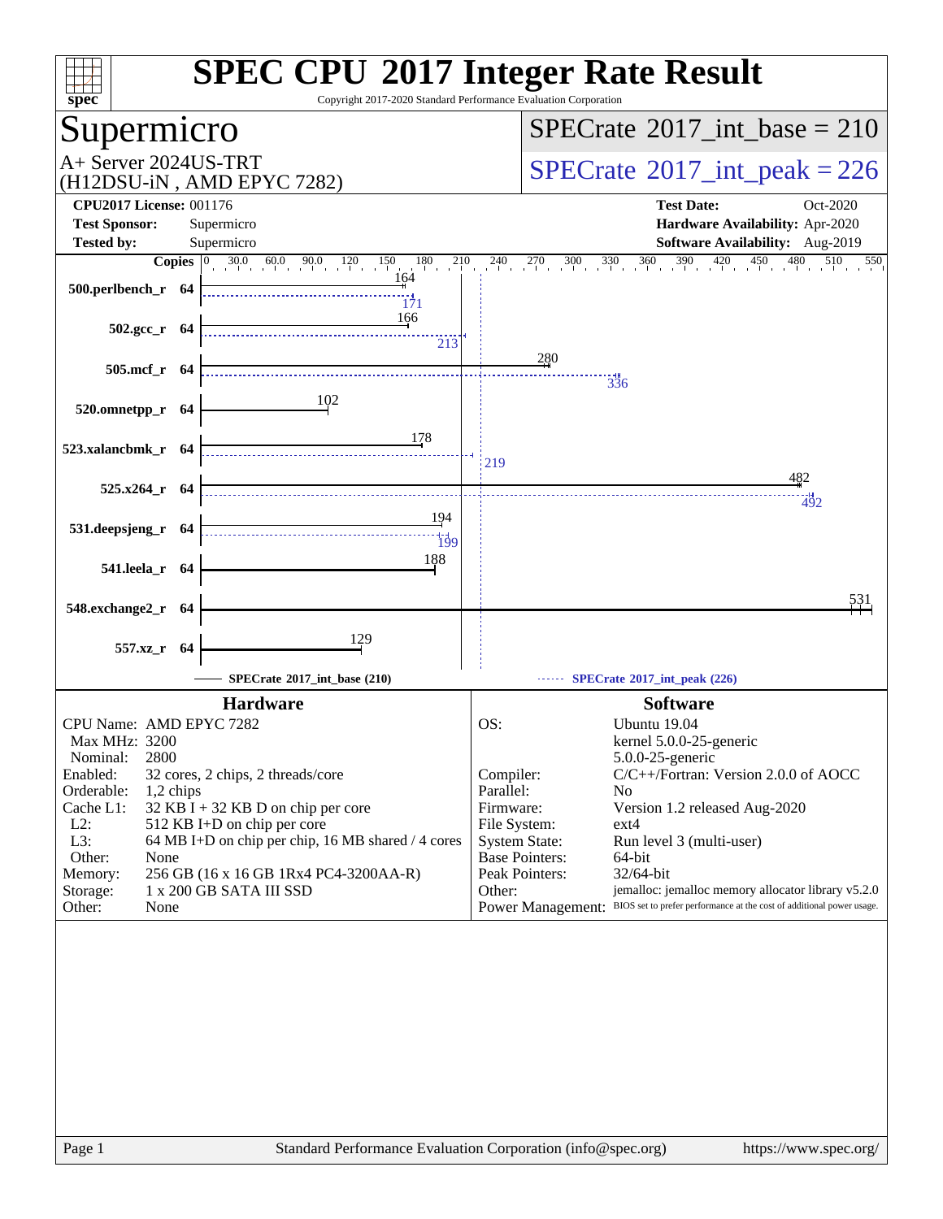# SPEC CPU 2017 Integer Rate Result

Copyright 2017-2020 Standard Performance Evaluation Corporation

## Supermicro

A+ Server 2024US-TRT
(H12DSU-iN , AMD EPYC 7282)

SPECrate 2017_int_base = 210

SPECrate 2017_int_peak = 226

**CPU2017 License:** 001176
**Test Sponsor:** Supermicro
**Tested by:** Supermicro

**Test Date:** Oct-2020
**Hardware Availability:** Apr-2020
**Software Availability:** Aug-2019

| Benchmark | Copies | Base | Peak |
|---|---|---|---|
| 500.perlbench_r | 64 | 164 | 171 |
| 502.gcc_r | 64 | 166 | 213 |
| 505.mcf_r | 64 | 280 | 336 |
| 520.omnetpp_r | 64 | 102 | |
| 523.xalancbmk_r | 64 | 178 | 219 |
| 525.x264_r | 64 | 482 | 492 |
| 531.deepsjeng_r | 64 | 194 | 199 |
| 541.leela_r | 64 | 188 | |
| 548.exchange2_r | 64 | 531 | |
| 557.xz_r | 64 | 129 | |

SPECrate 2017_int_base (210) — SPECrate 2017_int_peak (226)

### Hardware

| | |
|---|---|
| CPU Name: | AMD EPYC 7282 |
| Max MHz: | 3200 |
| Nominal: | 2800 |
| Enabled: | 32 cores, 2 chips, 2 threads/core |
| Orderable: | 1,2 chips |
| Cache L1: | 32 KB I + 32 KB D on chip per core |
| L2: | 512 KB I+D on chip per core |
| L3: | 64 MB I+D on chip per chip, 16 MB shared / 4 cores |
| Other: | None |
| Memory: | 256 GB (16 x 16 GB 1Rx4 PC4-3200AA-R) |
| Storage: | 1 x 200 GB SATA III SSD |
| Other: | None |

### Software

| | |
|---|---|
| OS: | Ubuntu 19.04<br>kernel 5.0.0-25-generic<br>5.0.0-25-generic |
| Compiler: | C/C++/Fortran: Version 2.0.0 of AOCC |
| Parallel: | No |
| Firmware: | Version 1.2 released Aug-2020 |
| File System: | ext4 |
| System State: | Run level 3 (multi-user) |
| Base Pointers: | 64-bit |
| Peak Pointers: | 32/64-bit |
| Other: | jemalloc: jemalloc memory allocator library v5.2.0 |
| Power Management: | BIOS set to prefer performance at the cost of additional power usage. |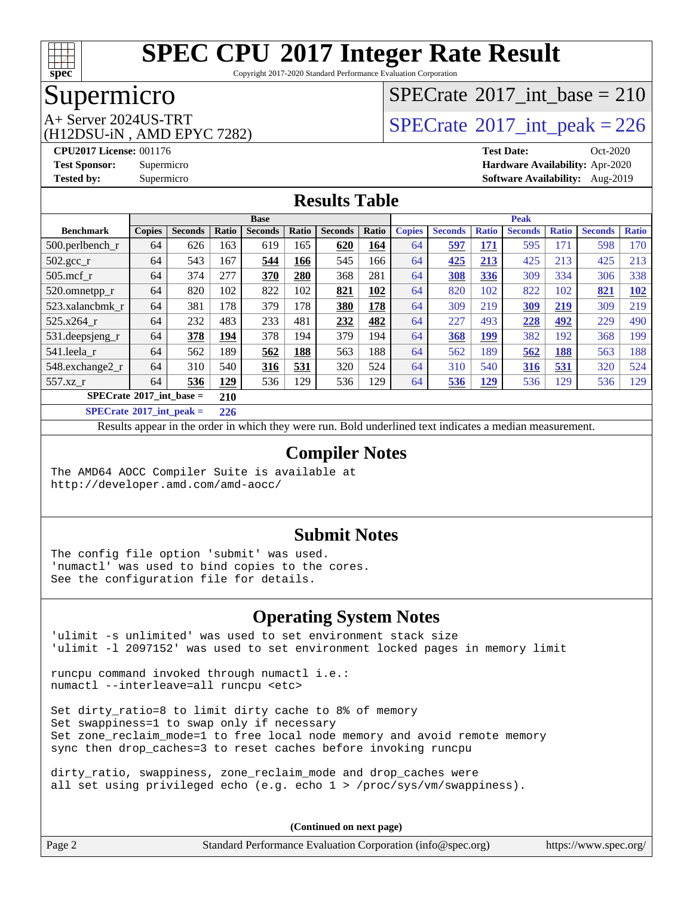# SPEC CPU 2017 Integer Rate Result

Copyright 2017-2020 Standard Performance Evaluation Corporation

## Supermicro

A+ Server 2024US-TRT
(H12DSU-iN , AMD EPYC 7282)

SPECrate 2017_int_base = 210

SPECrate 2017_int_peak = 226

**CPU2017 License:** 001176
**Test Sponsor:** Supermicro
**Tested by:** Supermicro

**Test Date:** Oct-2020
**Hardware Availability:** Apr-2020
**Software Availability:** Aug-2019

## Results Table

| Benchmark | Base | | | | | | | Peak | | | | | | |
|---|---|---|---|---|---|---|---|---|---|---|---|---|---|---|
| | Copies | Seconds | Ratio | Seconds | Ratio | Seconds | Ratio | Copies | Seconds | Ratio | Seconds | Ratio | Seconds | Ratio |
| 500.perlbench_r | 64 | 626 | 163 | 619 | 165 | **620** | **164** | 64 | **597** | **171** | 595 | 171 | 598 | 170 |
| 502.gcc_r | 64 | 543 | 167 | **544** | **166** | 545 | 166 | 64 | **425** | **213** | 425 | 213 | 425 | 213 |
| 505.mcf_r | 64 | 374 | 277 | **370** | **280** | 368 | 281 | 64 | **308** | **336** | 309 | 334 | 306 | 338 |
| 520.omnetpp_r | 64 | 820 | 102 | 822 | 102 | **821** | **102** | 64 | 820 | 102 | 822 | 102 | **821** | **102** |
| 523.xalancbmk_r | 64 | 381 | 178 | 379 | 178 | **380** | **178** | 64 | 309 | 219 | **309** | **219** | 309 | 219 |
| 525.x264_r | 64 | 232 | 483 | 233 | 481 | **232** | **482** | 64 | 227 | 493 | **228** | **492** | 229 | 490 |
| 531.deepsjeng_r | 64 | **378** | **194** | 378 | 194 | 379 | 194 | 64 | **368** | **199** | 382 | 192 | 368 | 199 |
| 541.leela_r | 64 | 562 | 189 | **562** | **188** | 563 | 188 | 64 | 562 | 189 | **562** | **188** | 563 | 188 |
| 548.exchange2_r | 64 | 310 | 540 | **316** | **531** | 320 | 524 | 64 | 310 | 540 | **316** | **531** | 320 | 524 |
| 557.xz_r | 64 | **536** | **129** | 536 | 129 | 536 | 129 | 64 | **536** | **129** | 536 | 129 | 536 | 129 |

**SPECrate 2017_int_base = 210**

**SPECrate 2017_int_peak = 226**

Results appear in the order in which they were run. Bold underlined text indicates a median measurement.

## Compiler Notes

```
The AMD64 AOCC Compiler Suite is available at
http://developer.amd.com/amd-aocc/
```

## Submit Notes

```
The config file option 'submit' was used.
'numactl' was used to bind copies to the cores.
See the configuration file for details.
```

## Operating System Notes

```
'ulimit -s unlimited' was used to set environment stack size
'ulimit -l 2097152' was used to set environment locked pages in memory limit

runcpu command invoked through numactl i.e.:
numactl --interleave=all runcpu <etc>

Set dirty_ratio=8 to limit dirty cache to 8% of memory
Set swappiness=1 to swap only if necessary
Set zone_reclaim_mode=1 to free local node memory and avoid remote memory
sync then drop_caches=3 to reset caches before invoking runcpu

dirty_ratio, swappiness, zone_reclaim_mode and drop_caches were
all set using privileged echo (e.g. echo 1 > /proc/sys/vm/swappiness).
```

(Continued on next page)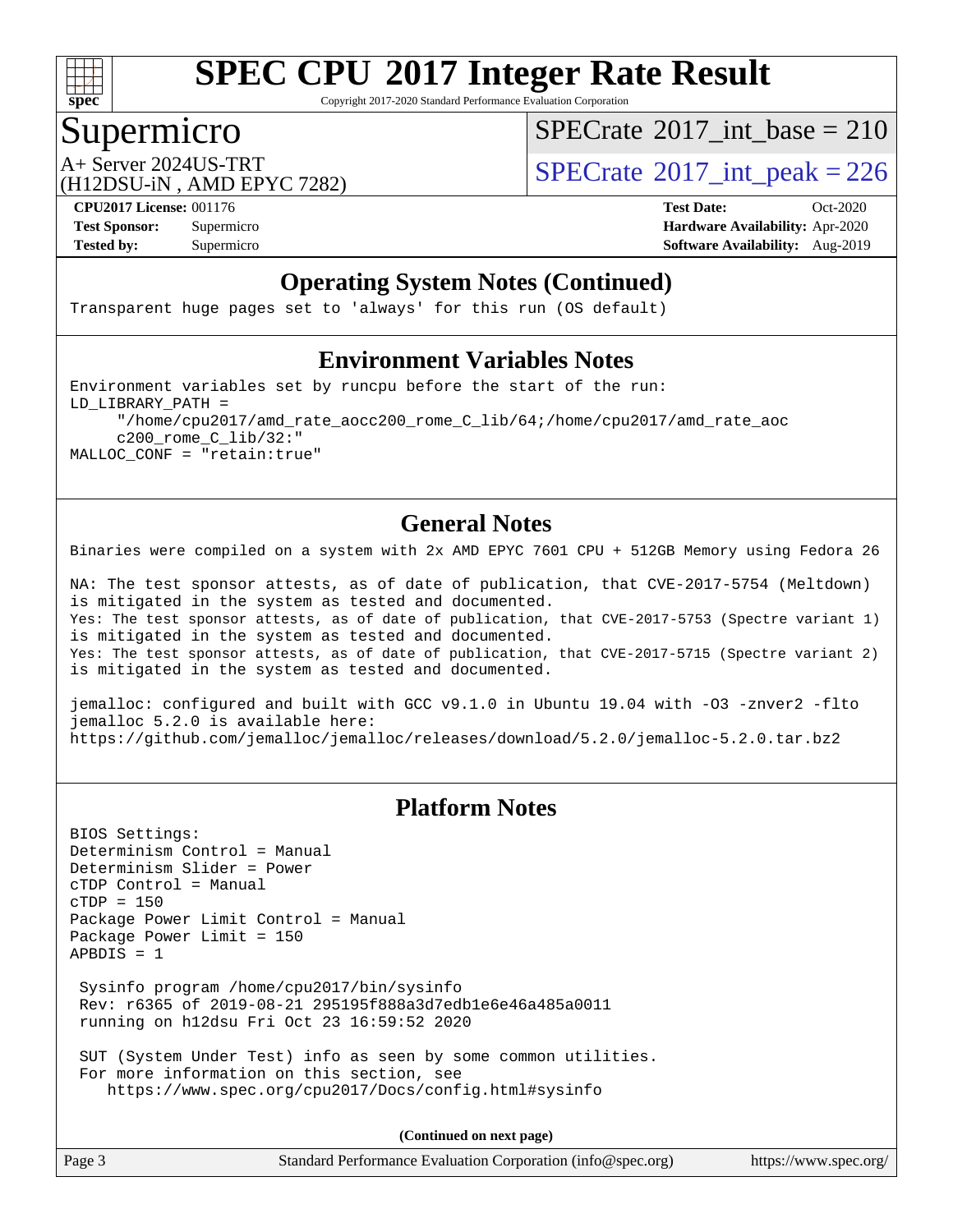## Operating System Notes (Continued)

```
Transparent huge pages set to 'always' for this run (OS default)
```

## Environment Variables Notes

```
Environment variables set by runcpu before the start of the run:
LD_LIBRARY_PATH =
     "/home/cpu2017/amd_rate_aocc200_rome_C_lib/64;/home/cpu2017/amd_rate_aoc
     c200_rome_C_lib/32:"
MALLOC_CONF = "retain:true"
```

## General Notes

```
Binaries were compiled on a system with 2x AMD EPYC 7601 CPU + 512GB Memory using Fedora 26

NA: The test sponsor attests, as of date of publication, that CVE-2017-5754 (Meltdown)
is mitigated in the system as tested and documented.
Yes: The test sponsor attests, as of date of publication, that CVE-2017-5753 (Spectre variant 1)
is mitigated in the system as tested and documented.
Yes: The test sponsor attests, as of date of publication, that CVE-2017-5715 (Spectre variant 2)
is mitigated in the system as tested and documented.

jemalloc: configured and built with GCC v9.1.0 in Ubuntu 19.04 with -O3 -znver2 -flto
jemalloc 5.2.0 is available here:
https://github.com/jemalloc/jemalloc/releases/download/5.2.0/jemalloc-5.2.0.tar.bz2
```

## Platform Notes

```
BIOS Settings:
Determinism Control = Manual
Determinism Slider = Power
cTDP Control = Manual
cTDP = 150
Package Power Limit Control = Manual
Package Power Limit = 150
APBDIS = 1

 Sysinfo program /home/cpu2017/bin/sysinfo
 Rev: r6365 of 2019-08-21 295195f888a3d7edb1e6e46a485a0011
 running on h12dsu Fri Oct 23 16:59:52 2020

 SUT (System Under Test) info as seen by some common utilities.
 For more information on this section, see
    https://www.spec.org/cpu2017/Docs/config.html#sysinfo
```

**(Continued on next page)**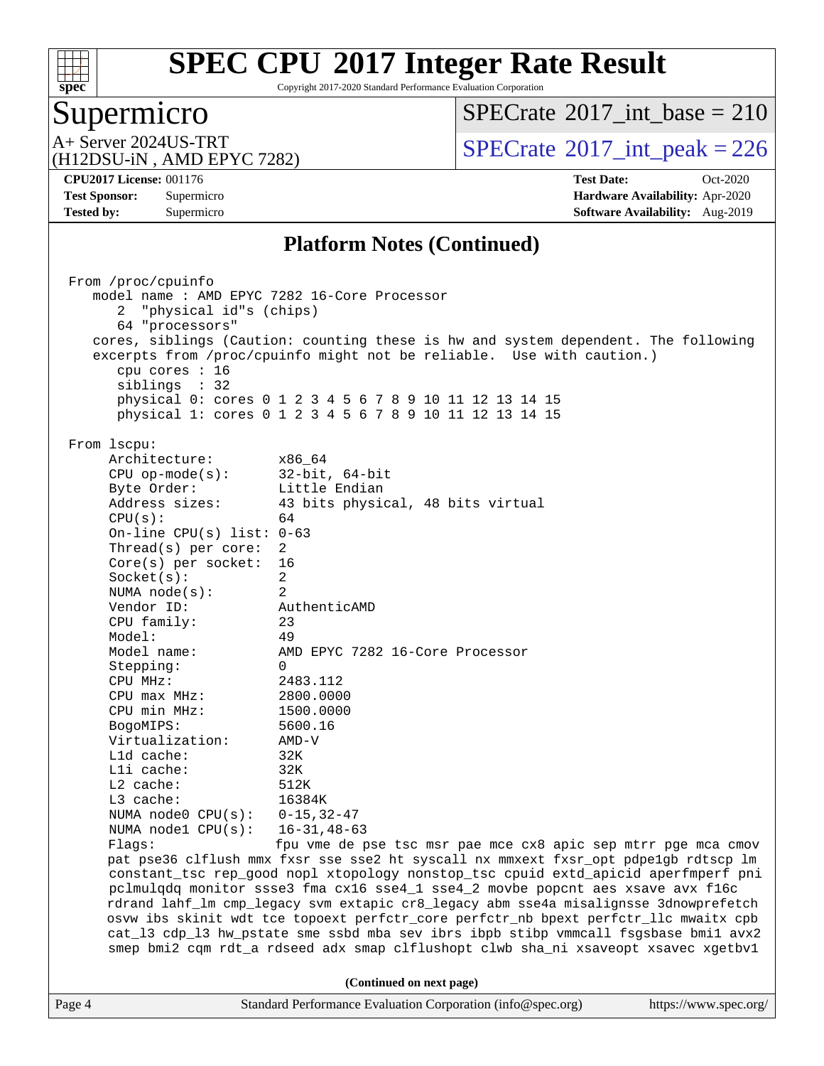# SPEC CPU 2017 Integer Rate Result

Copyright 2017-2020 Standard Performance Evaluation Corporation

## Supermicro

A+ Server 2024US-TRT
(H12DSU-iN , AMD EPYC 7282)

SPECrate 2017_int_base = 210

SPECrate 2017_int_peak = 226

**CPU2017 License:** 001176
**Test Sponsor:** Supermicro
**Tested by:** Supermicro

**Test Date:** Oct-2020
**Hardware Availability:** Apr-2020
**Software Availability:** Aug-2019

### Platform Notes (Continued)

```
From /proc/cpuinfo
   model name : AMD EPYC 7282 16-Core Processor
      2  "physical id"s (chips)
      64 "processors"
   cores, siblings (Caution: counting these is hw and system dependent. The following
   excerpts from /proc/cpuinfo might not be reliable.  Use with caution.)
      cpu cores : 16
      siblings  : 32
      physical 0: cores 0 1 2 3 4 5 6 7 8 9 10 11 12 13 14 15
      physical 1: cores 0 1 2 3 4 5 6 7 8 9 10 11 12 13 14 15

From lscpu:
     Architecture:        x86_64
     CPU op-mode(s):      32-bit, 64-bit
     Byte Order:          Little Endian
     Address sizes:       43 bits physical, 48 bits virtual
     CPU(s):              64
     On-line CPU(s) list: 0-63
     Thread(s) per core:  2
     Core(s) per socket:  16
     Socket(s):           2
     NUMA node(s):        2
     Vendor ID:           AuthenticAMD
     CPU family:          23
     Model:               49
     Model name:          AMD EPYC 7282 16-Core Processor
     Stepping:            0
     CPU MHz:             2483.112
     CPU max MHz:         2800.0000
     CPU min MHz:         1500.0000
     BogoMIPS:            5600.16
     Virtualization:      AMD-V
     L1d cache:           32K
     L1i cache:           32K
     L2 cache:            512K
     L3 cache:            16384K
     NUMA node0 CPU(s):   0-15,32-47
     NUMA node1 CPU(s):   16-31,48-63
     Flags:               fpu vme de pse tsc msr pae mce cx8 apic sep mtrr pge mca cmov
     pat pse36 clflush mmx fxsr sse sse2 ht syscall nx mmxext fxsr_opt pdpe1gb rdtscp lm
     constant_tsc rep_good nopl xtopology nonstop_tsc cpuid extd_apicid aperfmperf pni
     pclmulqdq monitor ssse3 fma cx16 sse4_1 sse4_2 movbe popcnt aes xsave avx f16c
     rdrand lahf_lm cmp_legacy svm extapic cr8_legacy abm sse4a misalignsse 3dnowprefetch
     osvw ibs skinit wdt tce topoext perfctr_core perfctr_nb bpext perfctr_llc mwaitx cpb
     cat_l3 cdp_l3 hw_pstate sme ssbd mba sev ibrs ibpb stibp vmmcall fsgsbase bmi1 avx2
     smep bmi2 cqm rdt_a rdseed adx smap clflushopt clwb sha_ni xsaveopt xsavec xgetbv1
```

**(Continued on next page)**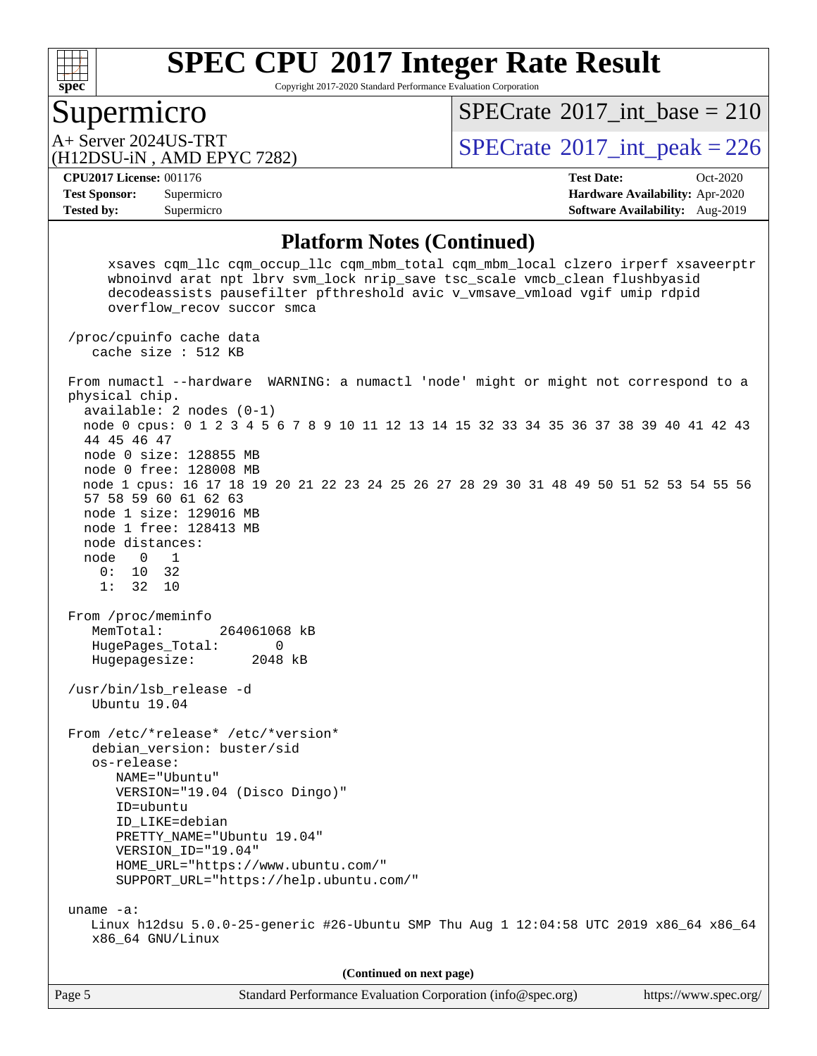## Platform Notes (Continued)

```
     xsaves cqm_llc cqm_occup_llc cqm_mbm_total cqm_mbm_local clzero irperf xsaveerptr
     wbnoinvd arat npt lbrv svm_lock nrip_save tsc_scale vmcb_clean flushbyasid
     decodeassists pausefilter pfthreshold avic v_vmsave_vmload vgif umip rdpid
     overflow_recov succor smca

 /proc/cpuinfo cache data
    cache size : 512 KB

 From numactl --hardware  WARNING: a numactl 'node' might or might not correspond to a
 physical chip.
   available: 2 nodes (0-1)
   node 0 cpus: 0 1 2 3 4 5 6 7 8 9 10 11 12 13 14 15 32 33 34 35 36 37 38 39 40 41 42 43
   44 45 46 47
   node 0 size: 128855 MB
   node 0 free: 128008 MB
   node 1 cpus: 16 17 18 19 20 21 22 23 24 25 26 27 28 29 30 31 48 49 50 51 52 53 54 55 56
   57 58 59 60 61 62 63
   node 1 size: 129016 MB
   node 1 free: 128413 MB
   node distances:
   node   0   1
     0:  10  32
     1:  32  10

 From /proc/meminfo
    MemTotal:       264061068 kB
    HugePages_Total:       0
    Hugepagesize:       2048 kB

 /usr/bin/lsb_release -d
    Ubuntu 19.04

 From /etc/*release* /etc/*version*
    debian_version: buster/sid
    os-release:
       NAME="Ubuntu"
       VERSION="19.04 (Disco Dingo)"
       ID=ubuntu
       ID_LIKE=debian
       PRETTY_NAME="Ubuntu 19.04"
       VERSION_ID="19.04"
       HOME_URL="https://www.ubuntu.com/"
       SUPPORT_URL="https://help.ubuntu.com/"

 uname -a:
    Linux h12dsu 5.0.0-25-generic #26-Ubuntu SMP Thu Aug 1 12:04:58 UTC 2019 x86_64 x86_64
    x86_64 GNU/Linux
```

**(Continued on next page)**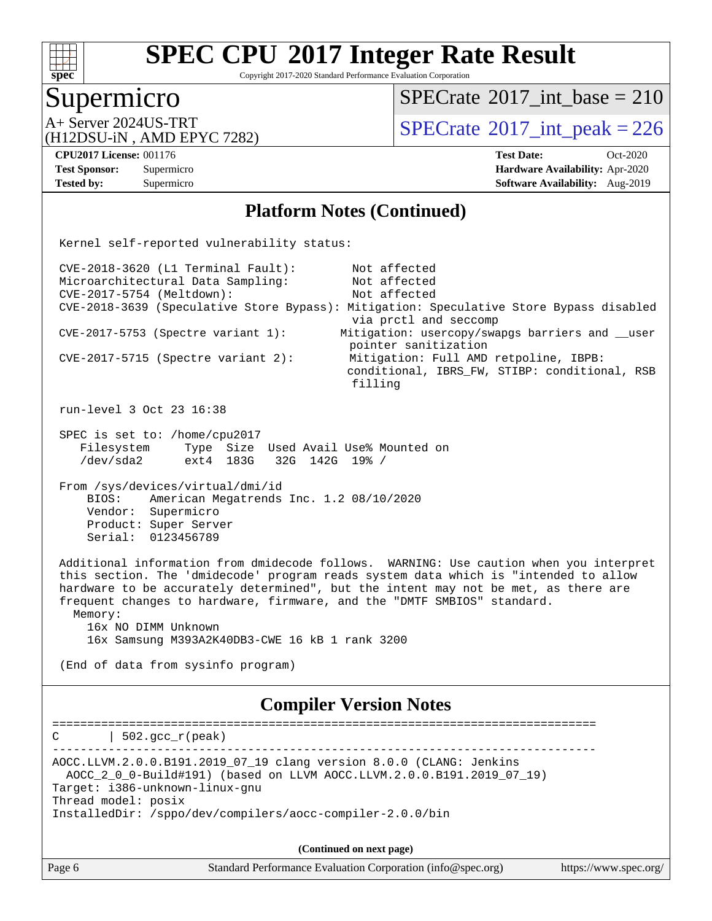## Platform Notes (Continued)

```
Kernel self-reported vulnerability status:

CVE-2018-3620 (L1 Terminal Fault):        Not affected
Microarchitectural Data Sampling:         Not affected
CVE-2017-5754 (Meltdown):                 Not affected
CVE-2018-3639 (Speculative Store Bypass): Mitigation: Speculative Store Bypass disabled
                                          via prctl and seccomp
CVE-2017-5753 (Spectre variant 1):       Mitigation: usercopy/swapgs barriers and __user
                                          pointer sanitization
CVE-2017-5715 (Spectre variant 2):        Mitigation: Full AMD retpoline, IBPB:
                                          conditional, IBRS_FW, STIBP: conditional, RSB
                                          filling

run-level 3 Oct 23 16:38

SPEC is set to: /home/cpu2017
   Filesystem     Type  Size  Used Avail Use% Mounted on
   /dev/sda2      ext4  183G   32G  142G  19% /

From /sys/devices/virtual/dmi/id
    BIOS:    American Megatrends Inc. 1.2 08/10/2020
    Vendor:  Supermicro
    Product: Super Server
    Serial:  0123456789

Additional information from dmidecode follows.  WARNING: Use caution when you interpret
this section. The 'dmidecode' program reads system data which is "intended to allow
hardware to be accurately determined", but the intent may not be met, as there are
frequent changes to hardware, firmware, and the "DMTF SMBIOS" standard.
  Memory:
    16x NO DIMM Unknown
    16x Samsung M393A2K40DB3-CWE 16 kB 1 rank 3200

(End of data from sysinfo program)
```

## Compiler Version Notes

```
==============================================================================
C       | 502.gcc_r(peak)
------------------------------------------------------------------------------
AOCC.LLVM.2.0.0.B191.2019_07_19 clang version 8.0.0 (CLANG: Jenkins
  AOCC_2_0_0-Build#191) (based on LLVM AOCC.LLVM.2.0.0.B191.2019_07_19)
Target: i386-unknown-linux-gnu
Thread model: posix
InstalledDir: /sppo/dev/compilers/aocc-compiler-2.0.0/bin
```

**(Continued on next page)**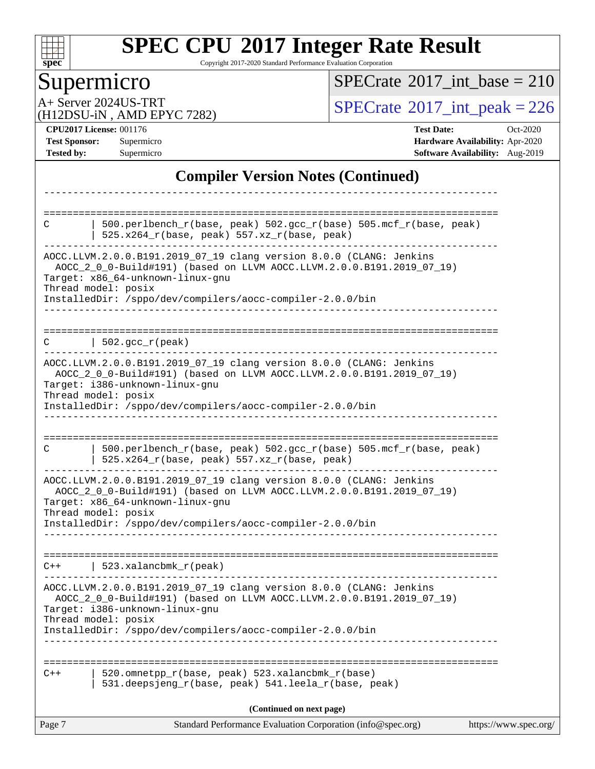# SPEC CPU 2017 Integer Rate Result

Copyright 2017-2020 Standard Performance Evaluation Corporation

## Supermicro

A+ Server 2024US-TRT
(H12DSU-iN , AMD EPYC 7282)

SPECrate 2017_int_base = 210

SPECrate 2017_int_peak = 226

**CPU2017 License:** 001176
**Test Sponsor:** Supermicro
**Tested by:** Supermicro

**Test Date:** Oct-2020
**Hardware Availability:** Apr-2020
**Software Availability:** Aug-2019

### Compiler Version Notes (Continued)

```
------------------------------------------------------------------------------

==============================================================================
C       | 500.perlbench_r(base, peak) 502.gcc_r(base) 505.mcf_r(base, peak)
        | 525.x264_r(base, peak) 557.xz_r(base, peak)
------------------------------------------------------------------------------
AOCC.LLVM.2.0.0.B191.2019_07_19 clang version 8.0.0 (CLANG: Jenkins
  AOCC_2_0_0-Build#191) (based on LLVM AOCC.LLVM.2.0.0.B191.2019_07_19)
Target: x86_64-unknown-linux-gnu
Thread model: posix
InstalledDir: /sppo/dev/compilers/aocc-compiler-2.0.0/bin
------------------------------------------------------------------------------

==============================================================================
C       | 502.gcc_r(peak)
------------------------------------------------------------------------------
AOCC.LLVM.2.0.0.B191.2019_07_19 clang version 8.0.0 (CLANG: Jenkins
  AOCC_2_0_0-Build#191) (based on LLVM AOCC.LLVM.2.0.0.B191.2019_07_19)
Target: i386-unknown-linux-gnu
Thread model: posix
InstalledDir: /sppo/dev/compilers/aocc-compiler-2.0.0/bin
------------------------------------------------------------------------------

==============================================================================
C       | 500.perlbench_r(base, peak) 502.gcc_r(base) 505.mcf_r(base, peak)
        | 525.x264_r(base, peak) 557.xz_r(base, peak)
------------------------------------------------------------------------------
AOCC.LLVM.2.0.0.B191.2019_07_19 clang version 8.0.0 (CLANG: Jenkins
  AOCC_2_0_0-Build#191) (based on LLVM AOCC.LLVM.2.0.0.B191.2019_07_19)
Target: x86_64-unknown-linux-gnu
Thread model: posix
InstalledDir: /sppo/dev/compilers/aocc-compiler-2.0.0/bin
------------------------------------------------------------------------------

==============================================================================
C++     | 523.xalancbmk_r(peak)
------------------------------------------------------------------------------
AOCC.LLVM.2.0.0.B191.2019_07_19 clang version 8.0.0 (CLANG: Jenkins
  AOCC_2_0_0-Build#191) (based on LLVM AOCC.LLVM.2.0.0.B191.2019_07_19)
Target: i386-unknown-linux-gnu
Thread model: posix
InstalledDir: /sppo/dev/compilers/aocc-compiler-2.0.0/bin
------------------------------------------------------------------------------

==============================================================================
C++     | 520.omnetpp_r(base, peak) 523.xalancbmk_r(base)
        | 531.deepsjeng_r(base, peak) 541.leela_r(base, peak)
```

**(Continued on next page)**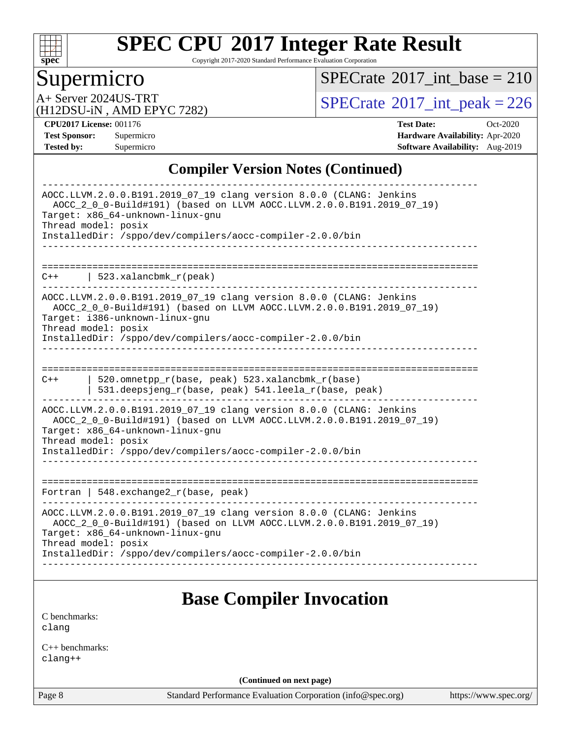# SPEC CPU 2017 Integer Rate Result

Copyright 2017-2020 Standard Performance Evaluation Corporation

## Supermicro

A+ Server 2024US-TRT
(H12DSU-iN , AMD EPYC 7282)

SPECrate 2017_int_base = 210

SPECrate 2017_int_peak = 226

**CPU2017 License:** 001176
**Test Sponsor:** Supermicro
**Tested by:** Supermicro

**Test Date:** Oct-2020
**Hardware Availability:** Apr-2020
**Software Availability:** Aug-2019

## Compiler Version Notes (Continued)

```
------------------------------------------------------------------------------
AOCC.LLVM.2.0.0.B191.2019_07_19 clang version 8.0.0 (CLANG: Jenkins
  AOCC_2_0_0-Build#191) (based on LLVM AOCC.LLVM.2.0.0.B191.2019_07_19)
Target: x86_64-unknown-linux-gnu
Thread model: posix
InstalledDir: /sppo/dev/compilers/aocc-compiler-2.0.0/bin
------------------------------------------------------------------------------

==============================================================================
C++      | 523.xalancbmk_r(peak)
------------------------------------------------------------------------------
AOCC.LLVM.2.0.0.B191.2019_07_19 clang version 8.0.0 (CLANG: Jenkins
  AOCC_2_0_0-Build#191) (based on LLVM AOCC.LLVM.2.0.0.B191.2019_07_19)
Target: i386-unknown-linux-gnu
Thread model: posix
InstalledDir: /sppo/dev/compilers/aocc-compiler-2.0.0/bin
------------------------------------------------------------------------------

==============================================================================
C++      | 520.omnetpp_r(base, peak) 523.xalancbmk_r(base)
         | 531.deepsjeng_r(base, peak) 541.leela_r(base, peak)
------------------------------------------------------------------------------
AOCC.LLVM.2.0.0.B191.2019_07_19 clang version 8.0.0 (CLANG: Jenkins
  AOCC_2_0_0-Build#191) (based on LLVM AOCC.LLVM.2.0.0.B191.2019_07_19)
Target: x86_64-unknown-linux-gnu
Thread model: posix
InstalledDir: /sppo/dev/compilers/aocc-compiler-2.0.0/bin
------------------------------------------------------------------------------

==============================================================================
Fortran | 548.exchange2_r(base, peak)
------------------------------------------------------------------------------
AOCC.LLVM.2.0.0.B191.2019_07_19 clang version 8.0.0 (CLANG: Jenkins
  AOCC_2_0_0-Build#191) (based on LLVM AOCC.LLVM.2.0.0.B191.2019_07_19)
Target: x86_64-unknown-linux-gnu
Thread model: posix
InstalledDir: /sppo/dev/compilers/aocc-compiler-2.0.0/bin
------------------------------------------------------------------------------
```

## Base Compiler Invocation

C benchmarks:
clang

C++ benchmarks:
clang++

**(Continued on next page)**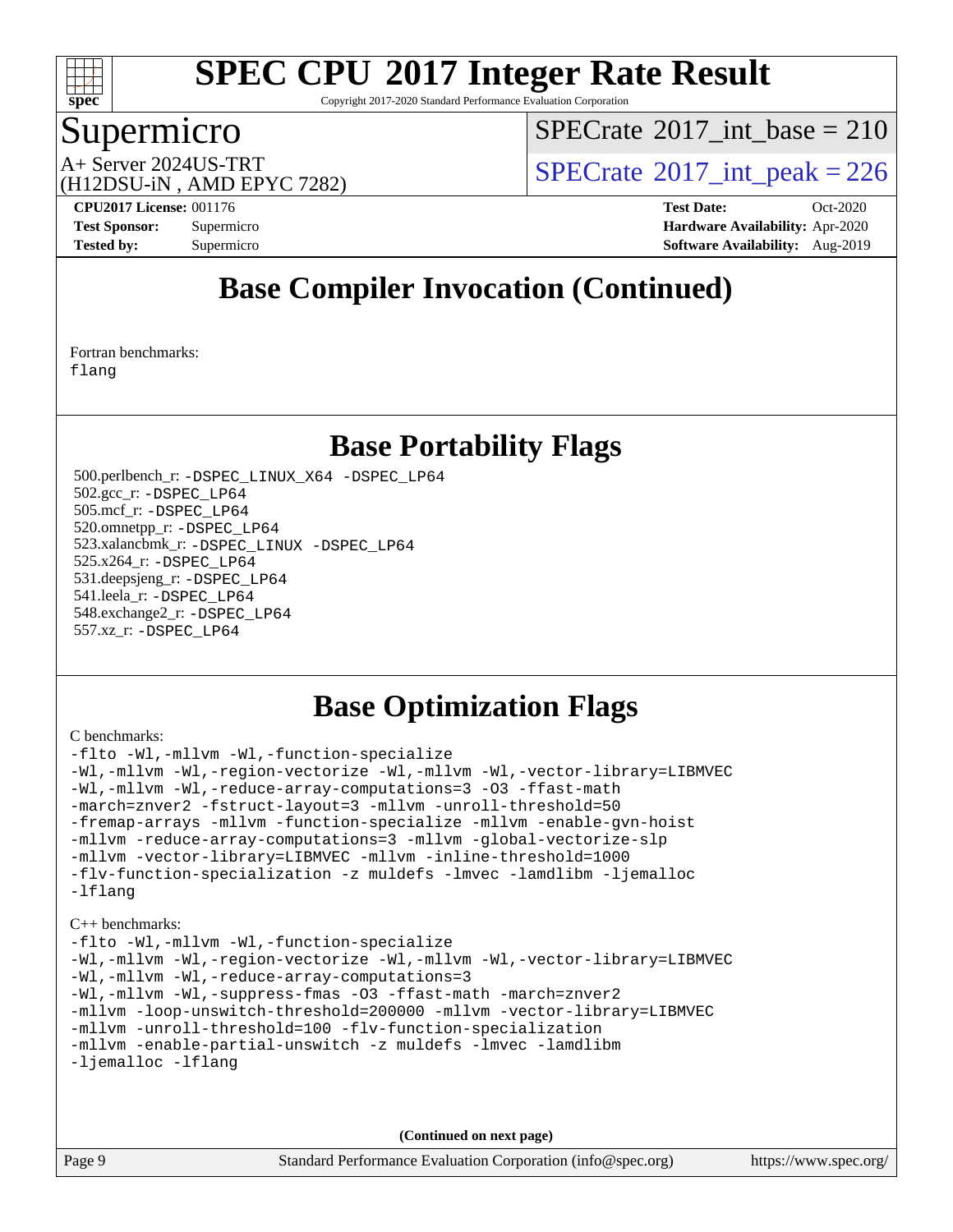## Base Compiler Invocation (Continued)

Fortran benchmarks:
flang

## Base Portability Flags

500.perlbench_r: -DSPEC_LINUX_X64 -DSPEC_LP64
502.gcc_r: -DSPEC_LP64
505.mcf_r: -DSPEC_LP64
520.omnetpp_r: -DSPEC_LP64
523.xalancbmk_r: -DSPEC_LINUX -DSPEC_LP64
525.x264_r: -DSPEC_LP64
531.deepsjeng_r: -DSPEC_LP64
541.leela_r: -DSPEC_LP64
548.exchange2_r: -DSPEC_LP64
557.xz_r: -DSPEC_LP64

## Base Optimization Flags

C benchmarks:

```
-flto -Wl,-mllvm -Wl,-function-specialize
-Wl,-mllvm -Wl,-region-vectorize -Wl,-mllvm -Wl,-vector-library=LIBMVEC
-Wl,-mllvm -Wl,-reduce-array-computations=3 -O3 -ffast-math
-march=znver2 -fstruct-layout=3 -mllvm -unroll-threshold=50
-fremap-arrays -mllvm -function-specialize -mllvm -enable-gvn-hoist
-mllvm -reduce-array-computations=3 -mllvm -global-vectorize-slp
-mllvm -vector-library=LIBMVEC -mllvm -inline-threshold=1000
-flv-function-specialization -z muldefs -lmvec -lamdlibm -ljemalloc
-lflang
```

C++ benchmarks:

```
-flto -Wl,-mllvm -Wl,-function-specialize
-Wl,-mllvm -Wl,-region-vectorize -Wl,-mllvm -Wl,-vector-library=LIBMVEC
-Wl,-mllvm -Wl,-reduce-array-computations=3
-Wl,-mllvm -Wl,-suppress-fmas -O3 -ffast-math -march=znver2
-mllvm -loop-unswitch-threshold=200000 -mllvm -vector-library=LIBMVEC
-mllvm -unroll-threshold=100 -flv-function-specialization
-mllvm -enable-partial-unswitch -z muldefs -lmvec -lamdlibm
-ljemalloc -lflang
```

**(Continued on next page)**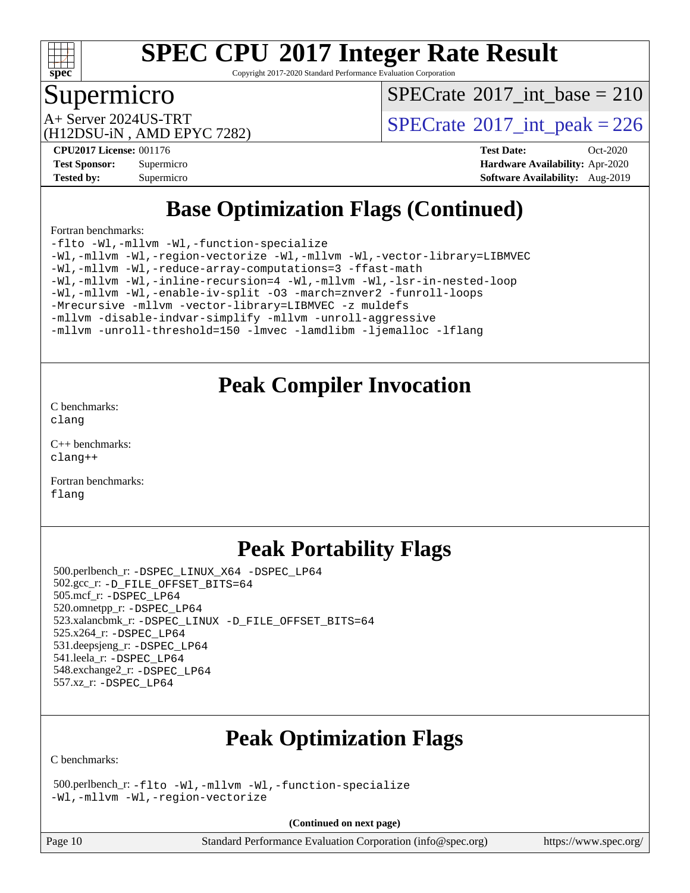# SPEC CPU 2017 Integer Rate Result

Copyright 2017-2020 Standard Performance Evaluation Corporation

## Supermicro

A+ Server 2024US-TRT
(H12DSU-iN , AMD EPYC 7282)

SPECrate 2017_int_base = 210
SPECrate 2017_int_peak = 226

**CPU2017 License:** 001176
**Test Sponsor:** Supermicro
**Tested by:** Supermicro

**Test Date:** Oct-2020
**Hardware Availability:** Apr-2020
**Software Availability:** Aug-2019

## Base Optimization Flags (Continued)

Fortran benchmarks:

```
-flto -Wl,-mllvm -Wl,-function-specialize
-Wl,-mllvm -Wl,-region-vectorize -Wl,-mllvm -Wl,-vector-library=LIBMVEC
-Wl,-mllvm -Wl,-reduce-array-computations=3 -ffast-math
-Wl,-mllvm -Wl,-inline-recursion=4 -Wl,-mllvm -Wl,-lsr-in-nested-loop
-Wl,-mllvm -Wl,-enable-iv-split -O3 -march=znver2 -funroll-loops
-Mrecursive -mllvm -vector-library=LIBMVEC -z muldefs
-mllvm -disable-indvar-simplify -mllvm -unroll-aggressive
-mllvm -unroll-threshold=150 -lmvec -lamdlibm -ljemalloc -lflang
```

## Peak Compiler Invocation

C benchmarks:
`clang`

C++ benchmarks:
`clang++`

Fortran benchmarks:
`flang`

## Peak Portability Flags

500.perlbench_r: `-DSPEC_LINUX_X64 -DSPEC_LP64`
502.gcc_r: `-D_FILE_OFFSET_BITS=64`
505.mcf_r: `-DSPEC_LP64`
520.omnetpp_r: `-DSPEC_LP64`
523.xalancbmk_r: `-DSPEC_LINUX -D_FILE_OFFSET_BITS=64`
525.x264_r: `-DSPEC_LP64`
531.deepsjeng_r: `-DSPEC_LP64`
541.leela_r: `-DSPEC_LP64`
548.exchange2_r: `-DSPEC_LP64`
557.xz_r: `-DSPEC_LP64`

## Peak Optimization Flags

C benchmarks:

500.perlbench_r: `-flto -Wl,-mllvm -Wl,-function-specialize -Wl,-mllvm -Wl,-region-vectorize`

**(Continued on next page)**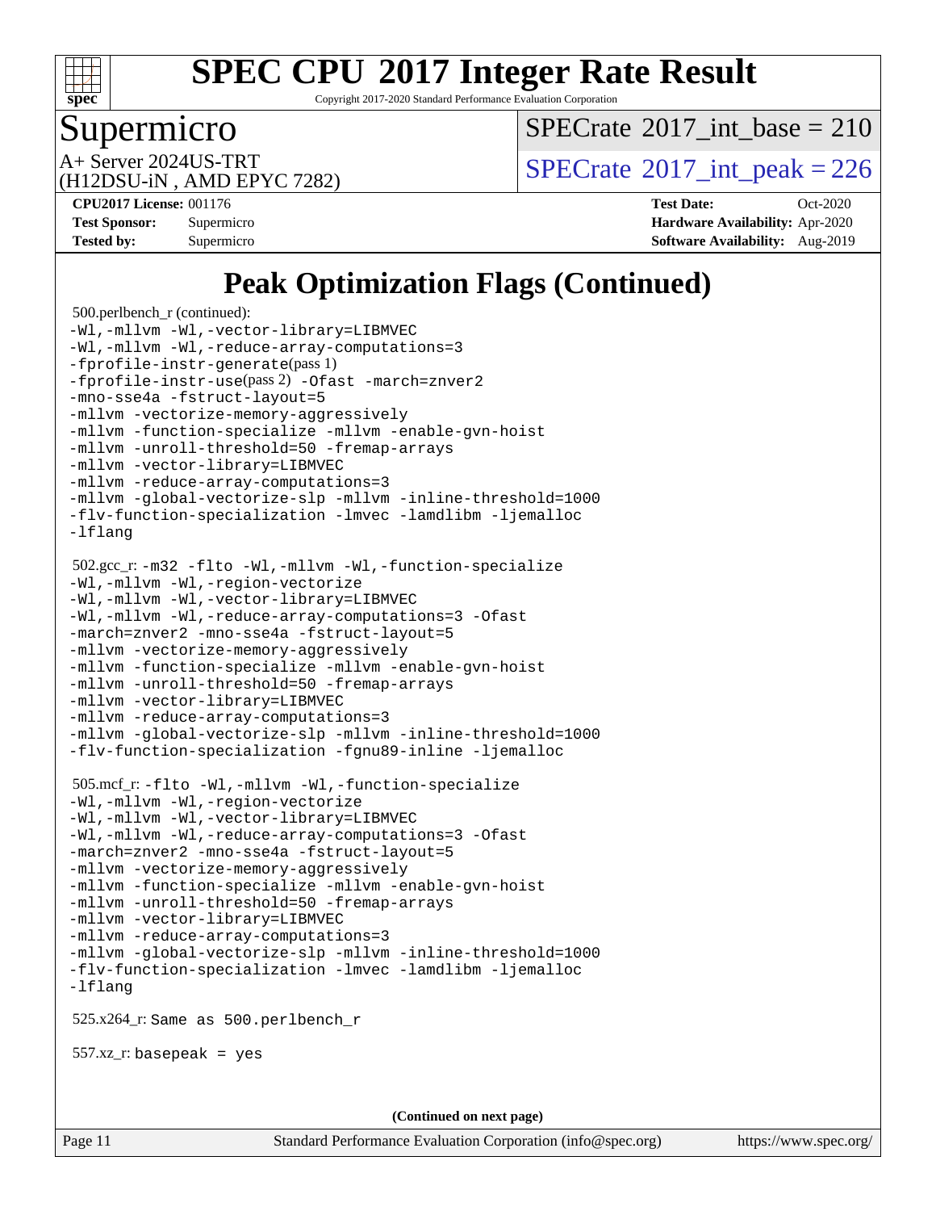# Peak Optimization Flags (Continued)

500.perlbench_r (continued):

```
-Wl,-mllvm -Wl,-vector-library=LIBMVEC
-Wl,-mllvm -Wl,-reduce-array-computations=3
-fprofile-instr-generate(pass 1)
-fprofile-instr-use(pass 2) -Ofast -march=znver2
-mno-sse4a -fstruct-layout=5
-mllvm -vectorize-memory-aggressively
-mllvm -function-specialize -mllvm -enable-gvn-hoist
-mllvm -unroll-threshold=50 -fremap-arrays
-mllvm -vector-library=LIBMVEC
-mllvm -reduce-array-computations=3
-mllvm -global-vectorize-slp -mllvm -inline-threshold=1000
-flv-function-specialization -lmvec -lamdlibm -ljemalloc
-lflang
```

502.gcc_r:

```
-m32 -flto -Wl,-mllvm -Wl,-function-specialize
-Wl,-mllvm -Wl,-region-vectorize
-Wl,-mllvm -Wl,-vector-library=LIBMVEC
-Wl,-mllvm -Wl,-reduce-array-computations=3 -Ofast
-march=znver2 -mno-sse4a -fstruct-layout=5
-mllvm -vectorize-memory-aggressively
-mllvm -function-specialize -mllvm -enable-gvn-hoist
-mllvm -unroll-threshold=50 -fremap-arrays
-mllvm -vector-library=LIBMVEC
-mllvm -reduce-array-computations=3
-mllvm -global-vectorize-slp -mllvm -inline-threshold=1000
-flv-function-specialization -fgnu89-inline -ljemalloc
```

505.mcf_r:

```
-flto -Wl,-mllvm -Wl,-function-specialize
-Wl,-mllvm -Wl,-region-vectorize
-Wl,-mllvm -Wl,-vector-library=LIBMVEC
-Wl,-mllvm -Wl,-reduce-array-computations=3 -Ofast
-march=znver2 -mno-sse4a -fstruct-layout=5
-mllvm -vectorize-memory-aggressively
-mllvm -function-specialize -mllvm -enable-gvn-hoist
-mllvm -unroll-threshold=50 -fremap-arrays
-mllvm -vector-library=LIBMVEC
-mllvm -reduce-array-computations=3
-mllvm -global-vectorize-slp -mllvm -inline-threshold=1000
-flv-function-specialization -lmvec -lamdlibm -ljemalloc
-lflang
```

525.x264_r: Same as 500.perlbench_r

557.xz_r: basepeak = yes

(Continued on next page)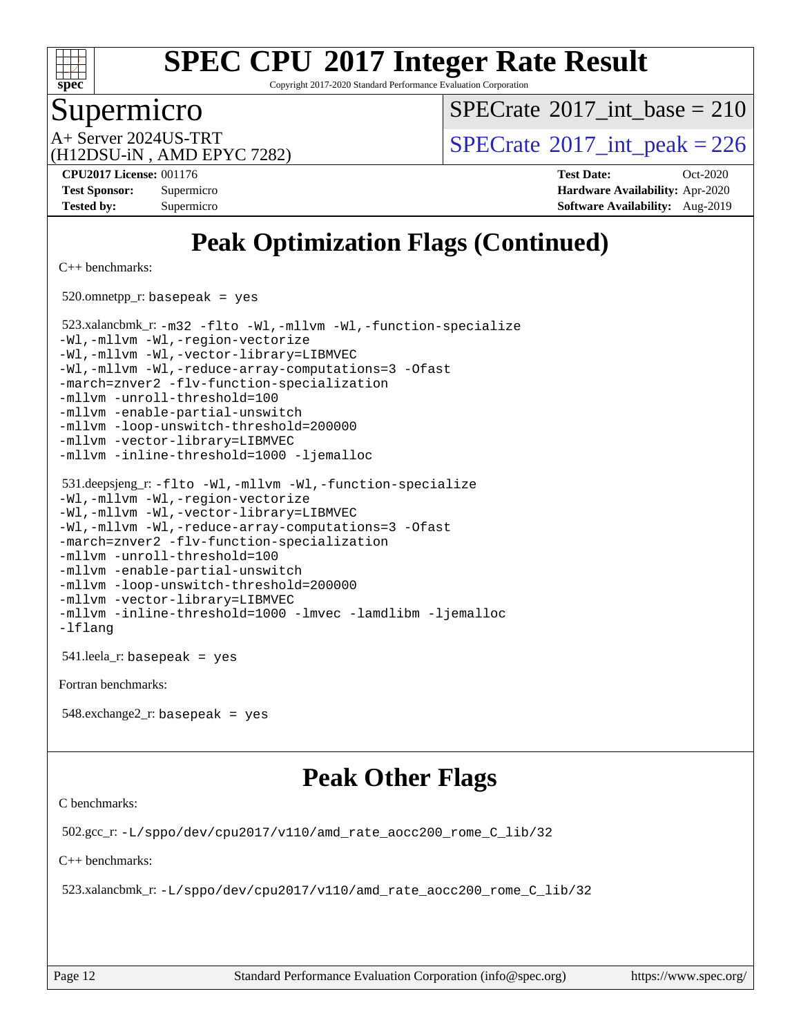# Peak Optimization Flags (Continued)

C++ benchmarks:

520.omnetpp_r: `basepeak = yes`

523.xalancbmk_r:
```
-m32 -flto -Wl,-mllvm -Wl,-function-specialize
-Wl,-mllvm -Wl,-region-vectorize
-Wl,-mllvm -Wl,-vector-library=LIBMVEC
-Wl,-mllvm -Wl,-reduce-array-computations=3 -Ofast
-march=znver2 -flv-function-specialization
-mllvm -unroll-threshold=100
-mllvm -enable-partial-unswitch
-mllvm -loop-unswitch-threshold=200000
-mllvm -vector-library=LIBMVEC
-mllvm -inline-threshold=1000 -ljemalloc
```

531.deepsjeng_r:
```
-flto -Wl,-mllvm -Wl,-function-specialize
-Wl,-mllvm -Wl,-region-vectorize
-Wl,-mllvm -Wl,-vector-library=LIBMVEC
-Wl,-mllvm -Wl,-reduce-array-computations=3 -Ofast
-march=znver2 -flv-function-specialization
-mllvm -unroll-threshold=100
-mllvm -enable-partial-unswitch
-mllvm -loop-unswitch-threshold=200000
-mllvm -vector-library=LIBMVEC
-mllvm -inline-threshold=1000 -lmvec -lamdlibm -ljemalloc
-lflang
```

541.leela_r: `basepeak = yes`

Fortran benchmarks:

548.exchange2_r: `basepeak = yes`

# Peak Other Flags

C benchmarks:

502.gcc_r: `-L/sppo/dev/cpu2017/v110/amd_rate_aocc200_rome_C_lib/32`

C++ benchmarks:

523.xalancbmk_r: `-L/sppo/dev/cpu2017/v110/amd_rate_aocc200_rome_C_lib/32`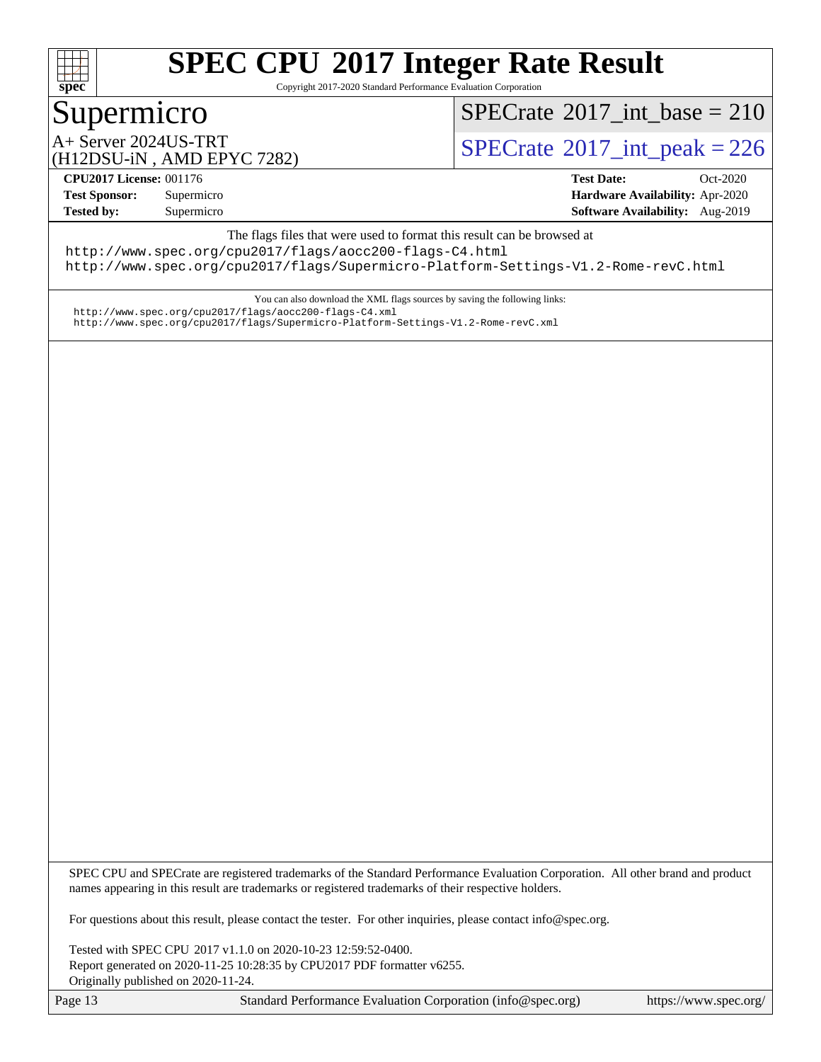The flags files that were used to format this result can be browsed at

http://www.spec.org/cpu2017/flags/aocc200-flags-C4.html
http://www.spec.org/cpu2017/flags/Supermicro-Platform-Settings-V1.2-Rome-revC.html

You can also download the XML flags sources by saving the following links:

http://www.spec.org/cpu2017/flags/aocc200-flags-C4.xml
http://www.spec.org/cpu2017/flags/Supermicro-Platform-Settings-V1.2-Rome-revC.xml

SPEC CPU and SPECrate are registered trademarks of the Standard Performance Evaluation Corporation. All other brand and product names appearing in this result are trademarks or registered trademarks of their respective holders.

For questions about this result, please contact the tester. For other inquiries, please contact info@spec.org.

Tested with SPEC CPU 2017 v1.1.0 on 2020-10-23 12:59:52-0400.
Report generated on 2020-11-25 10:28:35 by CPU2017 PDF formatter v6255.
Originally published on 2020-11-24.